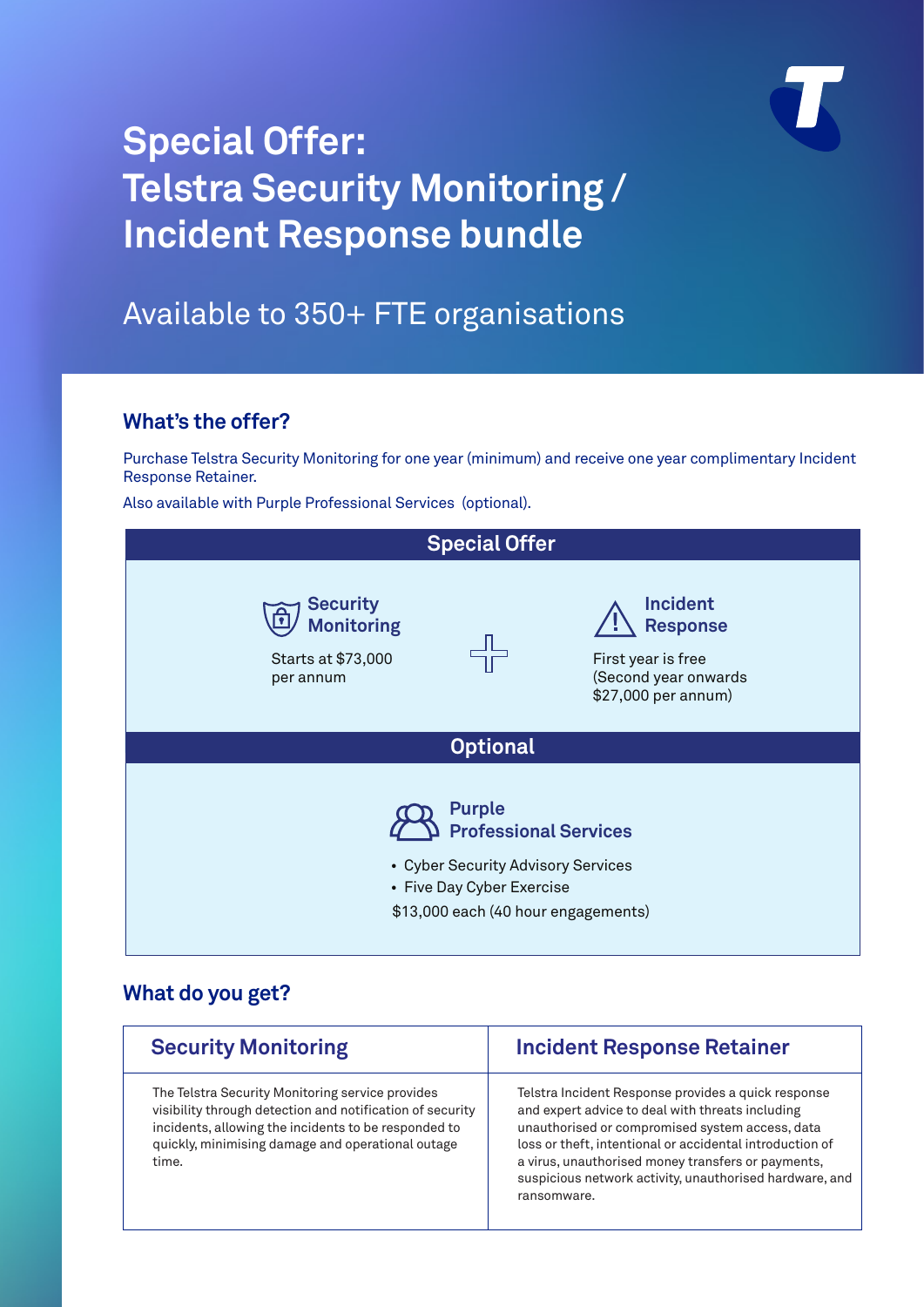# Special Offer: Telstra Security Monitoring / Incident Response bundle

Available to 350+ FTE organisations

## What's the offer?

Purchase Telstra Security Monitoring for one year (minimum) and receive one year complimentary Incident Response Retainer.

Also available with Purple Professional Services (optional).

### Special Offer

**Security Monitoring**

Starts at $73,000 per annum

+

**Incident Response**

First year is free (Second year onwards $27,000 per annum)

### Optional

**Purple Professional Services**

- Cyber Security Advisory Services
- Five Day Cyber Exercise

$13,000 each (40 hour engagements)

## What do you get?

| Security Monitoring | Incident Response Retainer |
|---|---|
| The Telstra Security Monitoring service provides visibility through detection and notification of security incidents, allowing the incidents to be responded to quickly, minimising damage and operational outage time. | Telstra Incident Response provides a quick response and expert advice to deal with threats including unauthorised or compromised system access, data loss or theft, intentional or accidental introduction of a virus, unauthorised money transfers or payments, suspicious network activity, unauthorised hardware, and ransomware. |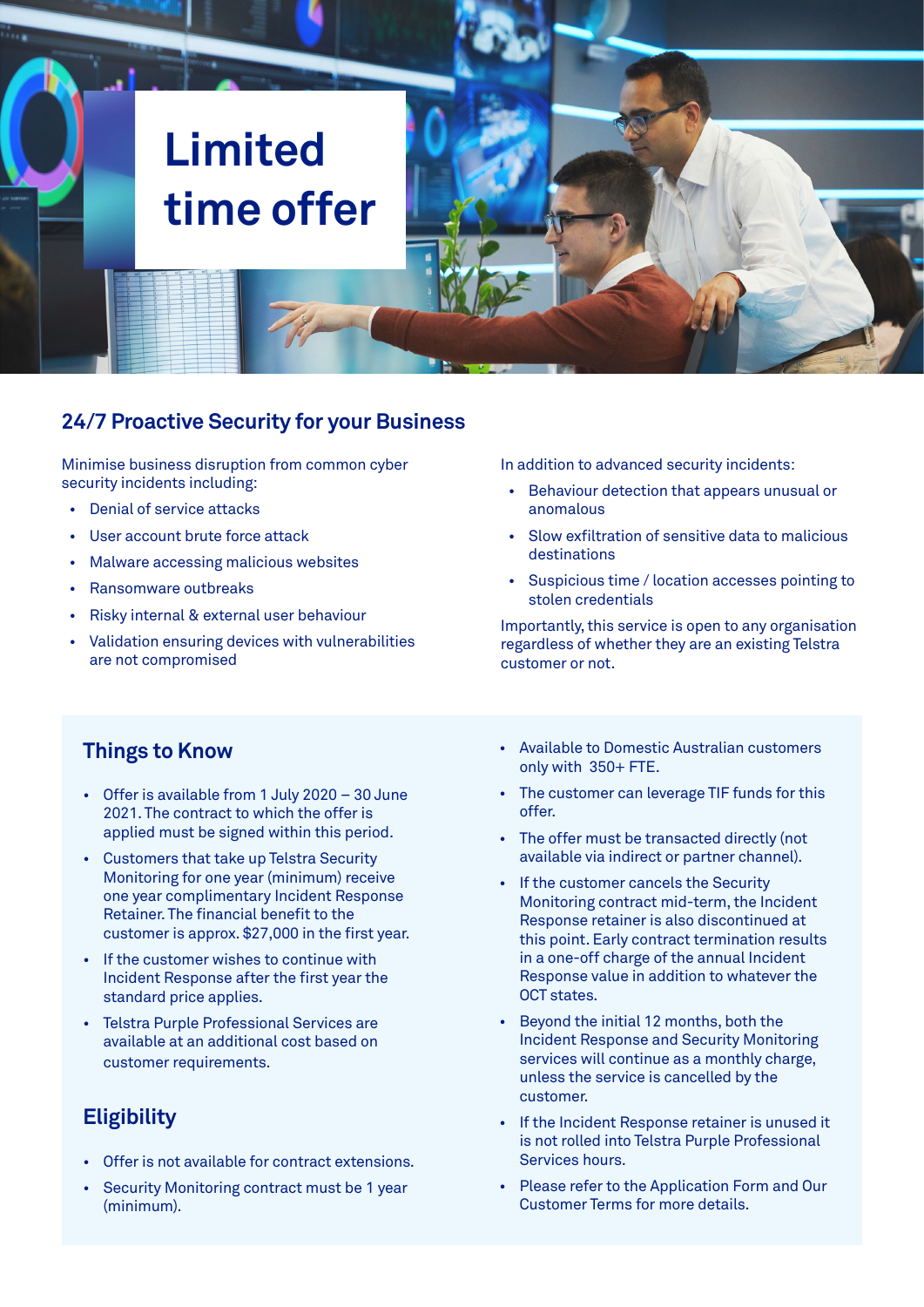# Limited time offer

## 24/7 Proactive Security for your Business

Minimise business disruption from common cyber security incidents including:

- Denial of service attacks
- User account brute force attack
- Malware accessing malicious websites
- Ransomware outbreaks
- Risky internal & external user behaviour
- Validation ensuring devices with vulnerabilities are not compromised

In addition to advanced security incidents:

- Behaviour detection that appears unusual or anomalous
- Slow exfiltration of sensitive data to malicious destinations
- Suspicious time / location accesses pointing to stolen credentials

Importantly, this service is open to any organisation regardless of whether they are an existing Telstra customer or not.

## Things to Know

- Offer is available from 1 July 2020 – 30 June 2021. The contract to which the offer is applied must be signed within this period.
- Customers that take up Telstra Security Monitoring for one year (minimum) receive one year complimentary Incident Response Retainer. The financial benefit to the customer is approx. $27,000 in the first year.
- If the customer wishes to continue with Incident Response after the first year the standard price applies.
- Telstra Purple Professional Services are available at an additional cost based on customer requirements.

## Eligibility

- Offer is not available for contract extensions.
- Security Monitoring contract must be 1 year (minimum).
- Available to Domestic Australian customers only with 350+ FTE.
- The customer can leverage TIF funds for this offer.
- The offer must be transacted directly (not available via indirect or partner channel).
- If the customer cancels the Security Monitoring contract mid-term, the Incident Response retainer is also discontinued at this point. Early contract termination results in a one-off charge of the annual Incident Response value in addition to whatever the OCT states.
- Beyond the initial 12 months, both the Incident Response and Security Monitoring services will continue as a monthly charge, unless the service is cancelled by the customer.
- If the Incident Response retainer is unused it is not rolled into Telstra Purple Professional Services hours.
- Please refer to the Application Form and Our Customer Terms for more details.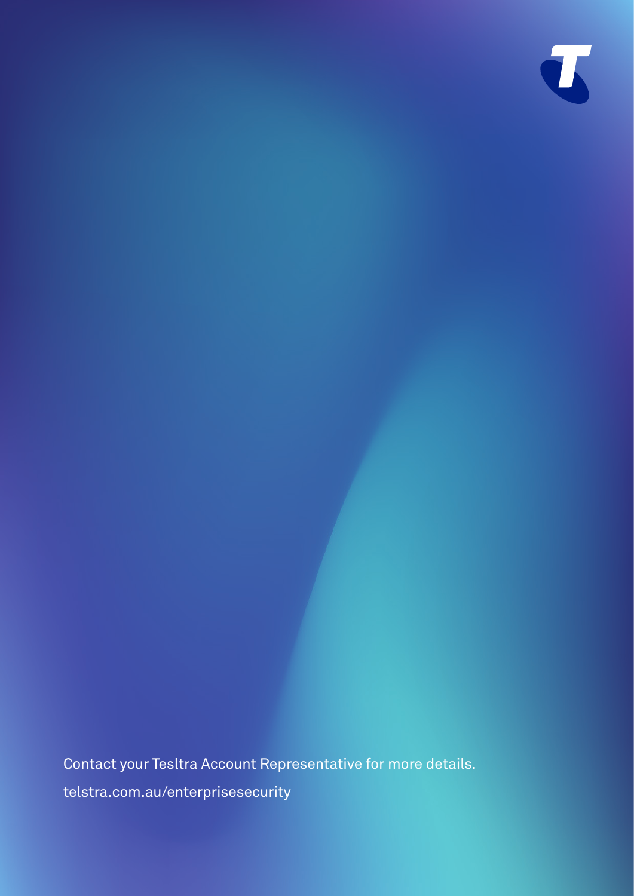Contact your Tesltra Account Representative for more details.

telstra.com.au/enterprisesecurity